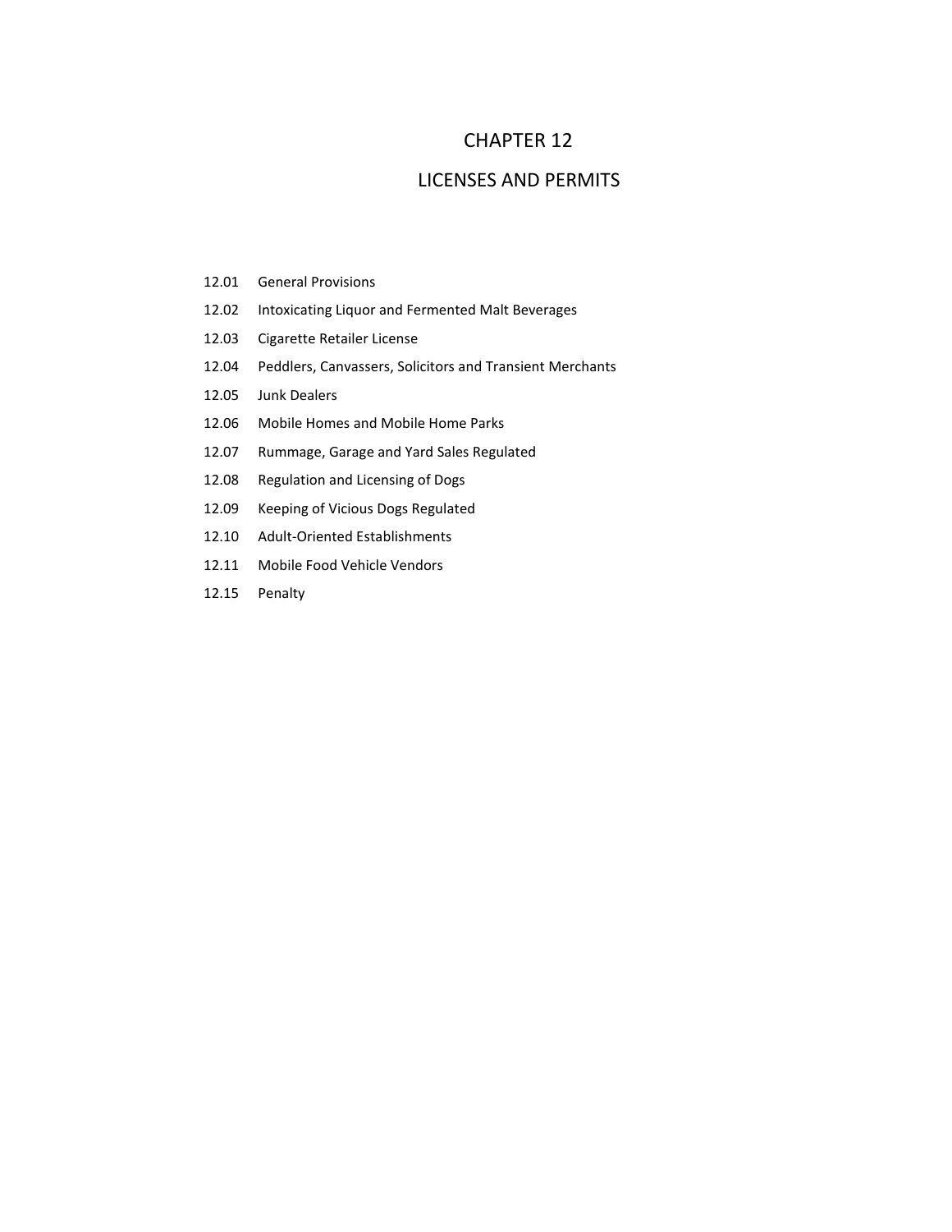# CHAPTER 12

# LICENSES AND PERMITS

12.01 General Provisions

12.02 Intoxicating Liquor and Fermented Malt Beverages

12.03 Cigarette Retailer License

12.04 Peddlers, Canvassers, Solicitors and Transient Merchants

12.05 Junk Dealers

12.06 Mobile Homes and Mobile Home Parks

12.07 Rummage, Garage and Yard Sales Regulated

12.08 Regulation and Licensing of Dogs

12.09 Keeping of Vicious Dogs Regulated

12.10 Adult-Oriented Establishments

12.11 Mobile Food Vehicle Vendors

12.15 Penalty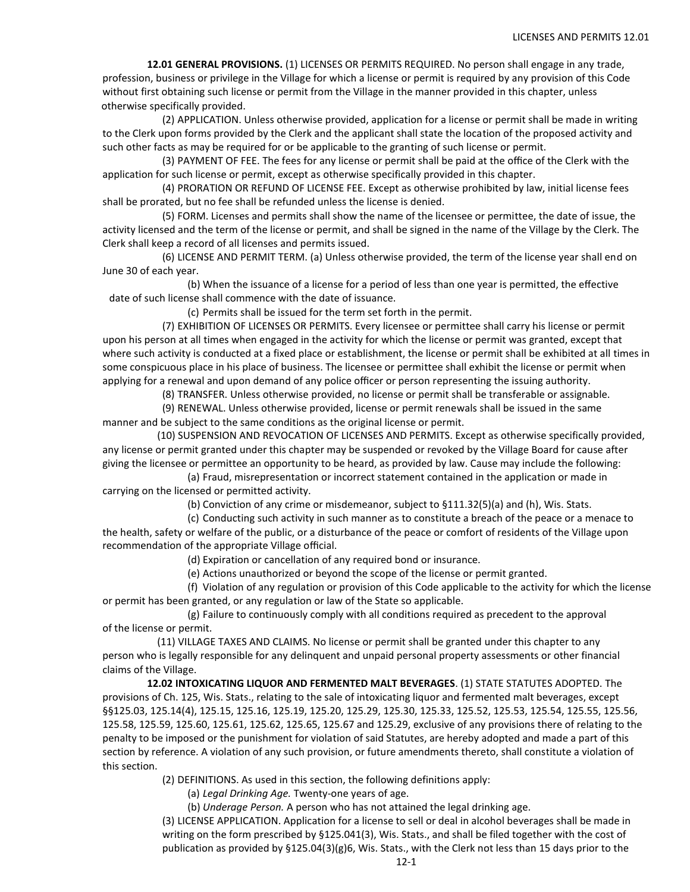**12.01 GENERAL PROVISIONS.** (1) LICENSES OR PERMITS REQUIRED. No person shall engage in any trade, profession, business or privilege in the Village for which a license or permit is required by any provision of this Code without first obtaining such license or permit from the Village in the manner provided in this chapter, unless otherwise specifically provided.

(2) APPLICATION. Unless otherwise provided, application for a license or permit shall be made in writing to the Clerk upon forms provided by the Clerk and the applicant shall state the location of the proposed activity and such other facts as may be required for or be applicable to the granting of such license or permit.

(3) PAYMENT OF FEE. The fees for any license or permit shall be paid at the office of the Clerk with the application for such license or permit, except as otherwise specifically provided in this chapter.

(4) PRORATION OR REFUND OF LICENSE FEE. Except as otherwise prohibited by law, initial license fees shall be prorated, but no fee shall be refunded unless the license is denied.

(5) FORM. Licenses and permits shall show the name of the licensee or permittee, the date of issue, the activity licensed and the term of the license or permit, and shall be signed in the name of the Village by the Clerk. The Clerk shall keep a record of all licenses and permits issued.

(6) LICENSE AND PERMIT TERM. (a) Unless otherwise provided, the term of the license year shall end on June 30 of each year.

(b) When the issuance of a license for a period of less than one year is permitted, the effective date of such license shall commence with the date of issuance.

(c) Permits shall be issued for the term set forth in the permit.

(7) EXHIBITION OF LICENSES OR PERMITS. Every licensee or permittee shall carry his license or permit upon his person at all times when engaged in the activity for which the license or permit was granted, except that where such activity is conducted at a fixed place or establishment, the license or permit shall be exhibited at all times in some conspicuous place in his place of business. The licensee or permittee shall exhibit the license or permit when applying for a renewal and upon demand of any police officer or person representing the issuing authority.

(8) TRANSFER. Unless otherwise provided, no license or permit shall be transferable or assignable.

(9) RENEWAL. Unless otherwise provided, license or permit renewals shall be issued in the same manner and be subject to the same conditions as the original license or permit.

(10) SUSPENSION AND REVOCATION OF LICENSES AND PERMITS. Except as otherwise specifically provided, any license or permit granted under this chapter may be suspended or revoked by the Village Board for cause after giving the licensee or permittee an opportunity to be heard, as provided by law. Cause may include the following:

(a) Fraud, misrepresentation or incorrect statement contained in the application or made in carrying on the licensed or permitted activity.

(b) Conviction of any crime or misdemeanor, subject to §111.32(5)(a) and (h), Wis. Stats.

(c) Conducting such activity in such manner as to constitute a breach of the peace or a menace to the health, safety or welfare of the public, or a disturbance of the peace or comfort of residents of the Village upon recommendation of the appropriate Village official.

(d) Expiration or cancellation of any required bond or insurance.

(e) Actions unauthorized or beyond the scope of the license or permit granted.

(f) Violation of any regulation or provision of this Code applicable to the activity for which the license or permit has been granted, or any regulation or law of the State so applicable.

(g) Failure to continuously comply with all conditions required as precedent to the approval of the license or permit.

(11) VILLAGE TAXES AND CLAIMS. No license or permit shall be granted under this chapter to any person who is legally responsible for any delinquent and unpaid personal property assessments or other financial claims of the Village.

**12.02 INTOXICATING LIQUOR AND FERMENTED MALT BEVERAGES**. (1) STATE STATUTES ADOPTED. The provisions of Ch. 125, Wis. Stats., relating to the sale of intoxicating liquor and fermented malt beverages, except §§125.03, 125.14(4), 125.15, 125.16, 125.19, 125.20, 125.29, 125.30, 125.33, 125.52, 125.53, 125.54, 125.55, 125.56, 125.58, 125.59, 125.60, 125.61, 125.62, 125.65, 125.67 and 125.29, exclusive of any provisions there of relating to the penalty to be imposed or the punishment for violation of said Statutes, are hereby adopted and made a part of this section by reference. A violation of any such provision, or future amendments thereto, shall constitute a violation of this section.

(2) DEFINITIONS. As used in this section, the following definitions apply:

(a) *Legal Drinking Age.* Twenty-one years of age.

(b) *Underage Person.* A person who has not attained the legal drinking age.

(3) LICENSE APPLICATION. Application for a license to sell or deal in alcohol beverages shall be made in writing on the form prescribed by §125.041(3), Wis. Stats., and shall be filed together with the cost of publication as provided by §125.04(3)(g)6, Wis. Stats., with the Clerk not less than 15 days prior to the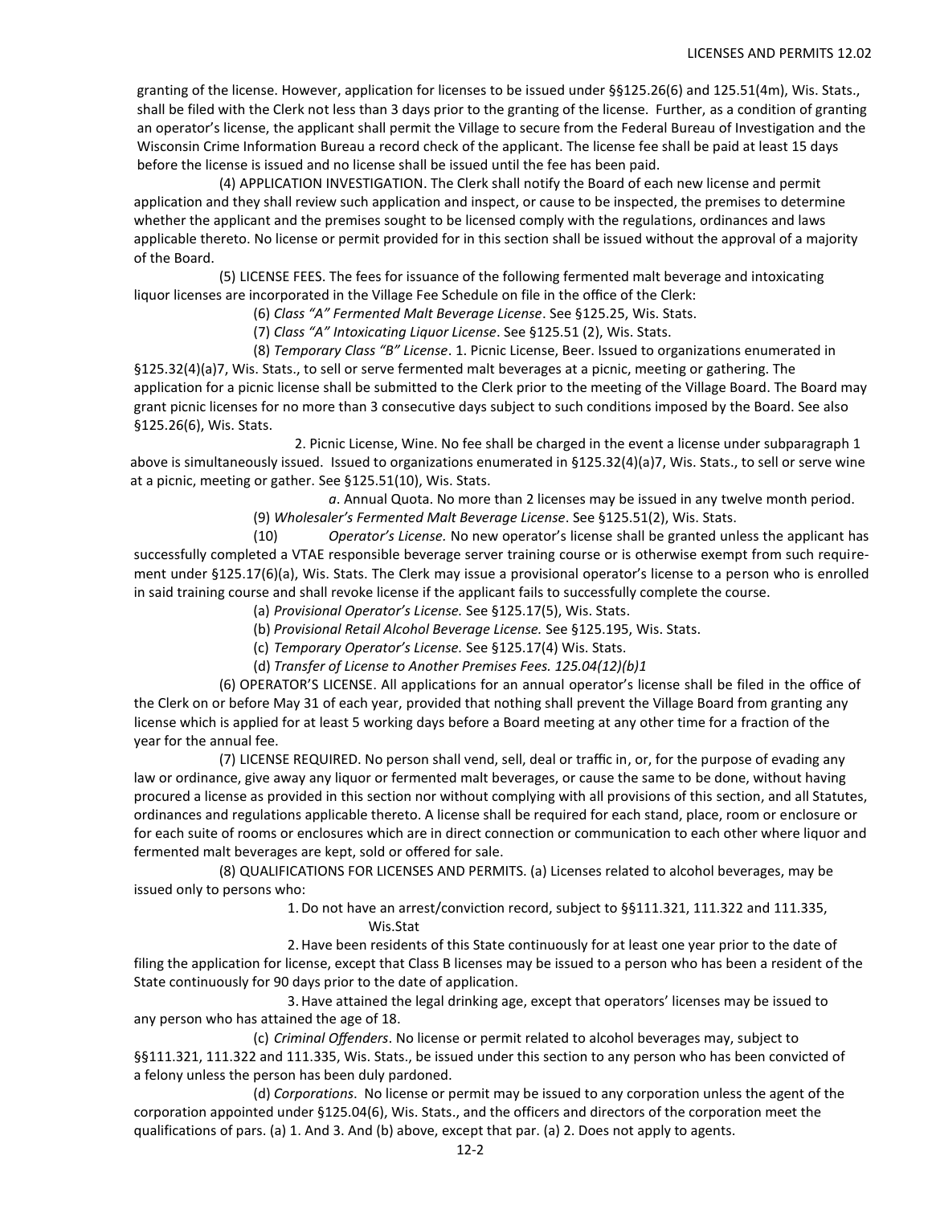granting of the license. However, application for licenses to be issued under §§125.26(6) and 125.51(4m), Wis. Stats., shall be filed with the Clerk not less than 3 days prior to the granting of the license. Further, as a condition of granting an operator's license, the applicant shall permit the Village to secure from the Federal Bureau of Investigation and the Wisconsin Crime Information Bureau a record check of the applicant. The license fee shall be paid at least 15 days before the license is issued and no license shall be issued until the fee has been paid.

(4) APPLICATION INVESTIGATION. The Clerk shall notify the Board of each new license and permit application and they shall review such application and inspect, or cause to be inspected, the premises to determine whether the applicant and the premises sought to be licensed comply with the regulations, ordinances and laws applicable thereto. No license or permit provided for in this section shall be issued without the approval of a majority of the Board.

(5) LICENSE FEES. The fees for issuance of the following fermented malt beverage and intoxicating liquor licenses are incorporated in the Village Fee Schedule on file in the office of the Clerk:

(6) *Class "A" Fermented Malt Beverage License*. See §125.25, Wis. Stats.

(7) *Class "A" Intoxicating Liquor License*. See §125.51 (2), Wis. Stats.

(8) *Temporary Class "B" License*. 1. Picnic License, Beer. Issued to organizations enumerated in §125.32(4)(a)7, Wis. Stats., to sell or serve fermented malt beverages at a picnic, meeting or gathering. The application for a picnic license shall be submitted to the Clerk prior to the meeting of the Village Board. The Board may grant picnic licenses for no more than 3 consecutive days subject to such conditions imposed by the Board. See also §125.26(6), Wis. Stats.

2. Picnic License, Wine. No fee shall be charged in the event a license under subparagraph 1 above is simultaneously issued. Issued to organizations enumerated in §125.32(4)(a)7, Wis. Stats., to sell or serve wine at a picnic, meeting or gather. See §125.51(10), Wis. Stats.

*a*. Annual Quota. No more than 2 licenses may be issued in any twelve month period.

(9) *Wholesaler's Fermented Malt Beverage License*. See §125.51(2), Wis. Stats.

(10) *Operator's License.* No new operator's license shall be granted unless the applicant has successfully completed a VTAE responsible beverage server training course or is otherwise exempt from such requirement under §125.17(6)(a), Wis. Stats. The Clerk may issue a provisional operator's license to a person who is enrolled in said training course and shall revoke license if the applicant fails to successfully complete the course.

(a) *Provisional Operator's License.* See §125.17(5), Wis. Stats.

(b) *Provisional Retail Alcohol Beverage License.* See §125.195, Wis. Stats.

(c) *Temporary Operator's License.* See §125.17(4) Wis. Stats.

(d) *Transfer of License to Another Premises Fees. 125.04(12)(b)1*

(6) OPERATOR'S LICENSE. All applications for an annual operator's license shall be filed in the office of the Clerk on or before May 31 of each year, provided that nothing shall prevent the Village Board from granting any license which is applied for at least 5 working days before a Board meeting at any other time for a fraction of the year for the annual fee.

(7) LICENSE REQUIRED. No person shall vend, sell, deal or traffic in, or, for the purpose of evading any law or ordinance, give away any liquor or fermented malt beverages, or cause the same to be done, without having procured a license as provided in this section nor without complying with all provisions of this section, and all Statutes, ordinances and regulations applicable thereto. A license shall be required for each stand, place, room or enclosure or for each suite of rooms or enclosures which are in direct connection or communication to each other where liquor and fermented malt beverages are kept, sold or offered for sale.

(8) QUALIFICATIONS FOR LICENSES AND PERMITS. (a) Licenses related to alcohol beverages, may be issued only to persons who:

1. Do not have an arrest/conviction record, subject to §§111.321, 111.322 and 111.335, Wis.Stat

2. Have been residents of this State continuously for at least one year prior to the date of filing the application for license, except that Class B licenses may be issued to a person who has been a resident of the State continuously for 90 days prior to the date of application.

3. Have attained the legal drinking age, except that operators' licenses may be issued to any person who has attained the age of 18.

(c) *Criminal Offenders*. No license or permit related to alcohol beverages may, subject to §§111.321, 111.322 and 111.335, Wis. Stats., be issued under this section to any person who has been convicted of a felony unless the person has been duly pardoned.

(d) *Corporations*. No license or permit may be issued to any corporation unless the agent of the corporation appointed under §125.04(6), Wis. Stats., and the officers and directors of the corporation meet the qualifications of pars. (a) 1. And 3. And (b) above, except that par. (a) 2. Does not apply to agents.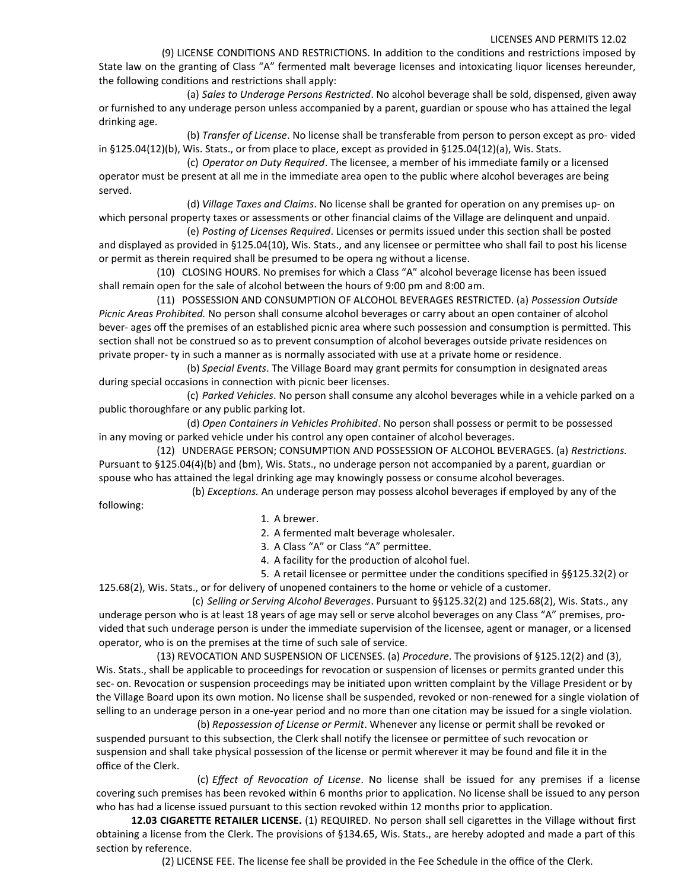(9) LICENSE CONDITIONS AND RESTRICTIONS. In addition to the conditions and restrictions imposed by State law on the granting of Class "A" fermented malt beverage licenses and intoxicating liquor licenses hereunder, the following conditions and restrictions shall apply:

(a) *Sales to Underage Persons Restricted*. No alcohol beverage shall be sold, dispensed, given away or furnished to any underage person unless accompanied by a parent, guardian or spouse who has attained the legal drinking age.

(b) *Transfer of License*. No license shall be transferable from person to person except as pro- vided in §125.04(12)(b), Wis. Stats., or from place to place, except as provided in §125.04(12)(a), Wis. Stats.

(c) *Operator on Duty Required*. The licensee, a member of his immediate family or a licensed operator must be present at all me in the immediate area open to the public where alcohol beverages are being served.

(d) *Village Taxes and Claims*. No license shall be granted for operation on any premises up- on which personal property taxes or assessments or other financial claims of the Village are delinquent and unpaid.

(e) *Posting of Licenses Required*. Licenses or permits issued under this section shall be posted and displayed as provided in §125.04(10), Wis. Stats., and any licensee or permittee who shall fail to post his license or permit as therein required shall be presumed to be opera ng without a license.

(10) CLOSING HOURS. No premises for which a Class "A" alcohol beverage license has been issued shall remain open for the sale of alcohol between the hours of 9:00 pm and 8:00 am.

(11) POSSESSION AND CONSUMPTION OF ALCOHOL BEVERAGES RESTRICTED. (a) *Possession Outside Picnic Areas Prohibited.* No person shall consume alcohol beverages or carry about an open container of alcohol bever- ages off the premises of an established picnic area where such possession and consumption is permitted. This section shall not be construed so as to prevent consumption of alcohol beverages outside private residences on private proper- ty in such a manner as is normally associated with use at a private home or residence.

(b) *Special Events*. The Village Board may grant permits for consumption in designated areas during special occasions in connection with picnic beer licenses.

(c) *Parked Vehicles*. No person shall consume any alcohol beverages while in a vehicle parked on a public thoroughfare or any public parking lot.

(d) *Open Containers in Vehicles Prohibited*. No person shall possess or permit to be possessed in any moving or parked vehicle under his control any open container of alcohol beverages.

(12) UNDERAGE PERSON; CONSUMPTION AND POSSESSION OF ALCOHOL BEVERAGES. (a) *Restrictions.* Pursuant to §125.04(4)(b) and (bm), Wis. Stats., no underage person not accompanied by a parent, guardian or spouse who has attained the legal drinking age may knowingly possess or consume alcohol beverages.

(b) *Exceptions.* An underage person may possess alcohol beverages if employed by any of the following:

1. A brewer.
2. A fermented malt beverage wholesaler.
3. A Class "A" or Class "A" permittee.
4. A facility for the production of alcohol fuel.
5. A retail licensee or permittee under the conditions specified in §§125.32(2) or 125.68(2), Wis. Stats., or for delivery of unopened containers to the home or vehicle of a customer.

(c) *Selling or Serving Alcohol Beverages*. Pursuant to §§125.32(2) and 125.68(2), Wis. Stats., any underage person who is at least 18 years of age may sell or serve alcohol beverages on any Class "A" premises, pro- vided that such underage person is under the immediate supervision of the licensee, agent or manager, or a licensed operator, who is on the premises at the time of such sale of service.

(13) REVOCATION AND SUSPENSION OF LICENSES. (a) *Procedure.* The provisions of §125.12(2) and (3), Wis. Stats., shall be applicable to proceedings for revocation or suspension of licenses or permits granted under this sec- on. Revocation or suspension proceedings may be initiated upon written complaint by the Village President or by the Village Board upon its own motion. No license shall be suspended, revoked or non-renewed for a single violation of selling to an underage person in a one-year period and no more than one citation may be issued for a single violation.

(b) *Repossession of License or Permit*. Whenever any license or permit shall be revoked or suspended pursuant to this subsection, the Clerk shall notify the licensee or permittee of such revocation or suspension and shall take physical possession of the license or permit wherever it may be found and file it in the office of the Clerk.

(c) *Effect of Revocation of License*. No license shall be issued for any premises if a license covering such premises has been revoked within 6 months prior to application. No license shall be issued to any person who has had a license issued pursuant to this section revoked within 12 months prior to application.

**12.03 CIGARETTE RETAILER LICENSE.** (1) REQUIRED. No person shall sell cigarettes in the Village without first obtaining a license from the Clerk. The provisions of §134.65, Wis. Stats., are hereby adopted and made a part of this section by reference.

(2) LICENSE FEE. The license fee shall be provided in the Fee Schedule in the office of the Clerk.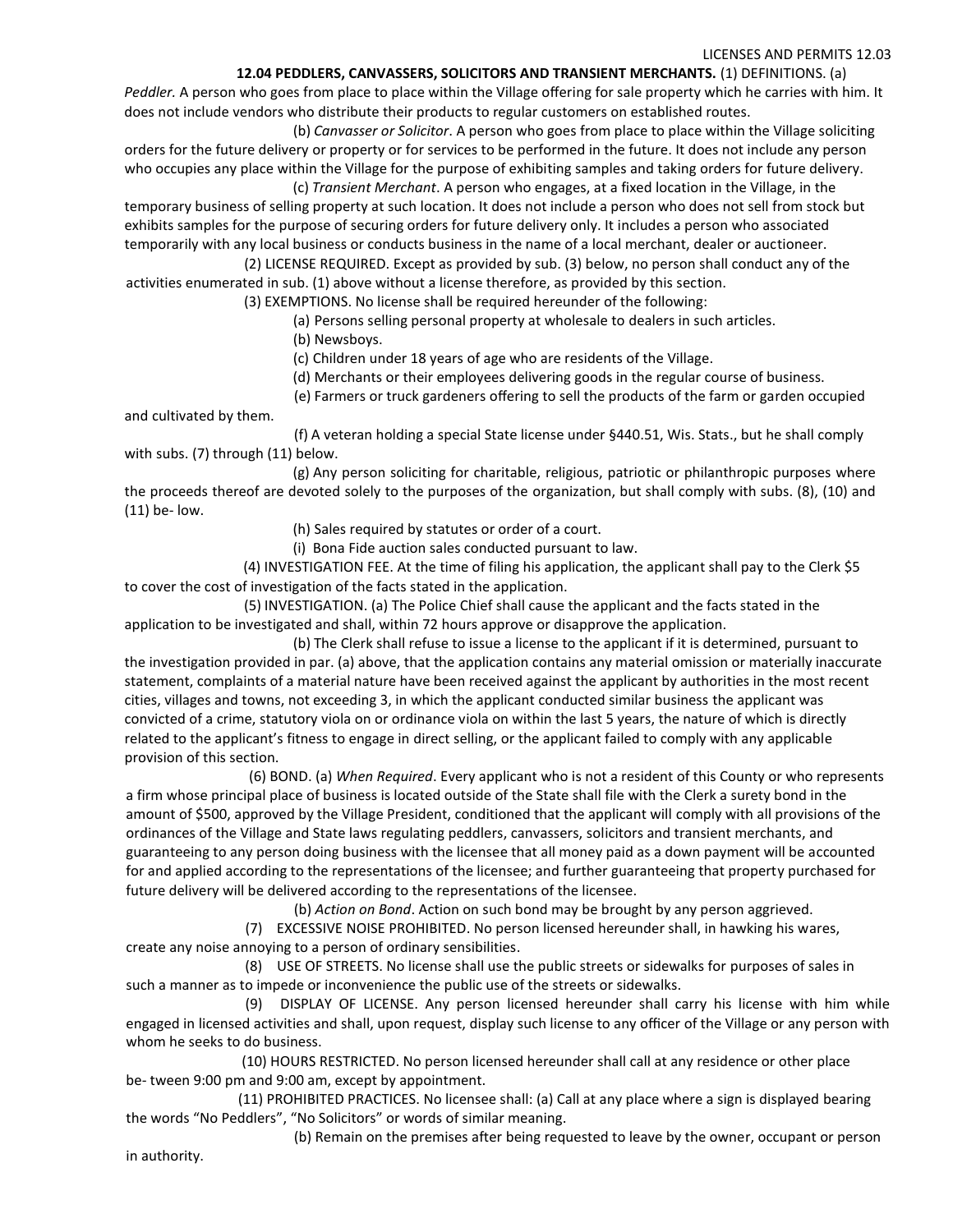**12.04 PEDDLERS, CANVASSERS, SOLICITORS AND TRANSIENT MERCHANTS.** (1) DEFINITIONS. (a) *Peddler.* A person who goes from place to place within the Village offering for sale property which he carries with him. It does not include vendors who distribute their products to regular customers on established routes.

(b) *Canvasser or Solicitor*. A person who goes from place to place within the Village soliciting orders for the future delivery or property or for services to be performed in the future. It does not include any person who occupies any place within the Village for the purpose of exhibiting samples and taking orders for future delivery.

(c) *Transient Merchant*. A person who engages, at a fixed location in the Village, in the temporary business of selling property at such location. It does not include a person who does not sell from stock but exhibits samples for the purpose of securing orders for future delivery only. It includes a person who associated temporarily with any local business or conducts business in the name of a local merchant, dealer or auctioneer.

(2) LICENSE REQUIRED. Except as provided by sub. (3) below, no person shall conduct any of the activities enumerated in sub. (1) above without a license therefore, as provided by this section.

(3) EXEMPTIONS. No license shall be required hereunder of the following:

(a) Persons selling personal property at wholesale to dealers in such articles.

(b) Newsboys.

(c) Children under 18 years of age who are residents of the Village.

(d) Merchants or their employees delivering goods in the regular course of business.

(e) Farmers or truck gardeners offering to sell the products of the farm or garden occupied and cultivated by them.

(f) A veteran holding a special State license under §440.51, Wis. Stats., but he shall comply with subs. (7) through (11) below.

(g) Any person soliciting for charitable, religious, patriotic or philanthropic purposes where the proceeds thereof are devoted solely to the purposes of the organization, but shall comply with subs. (8), (10) and (11) be- low.

(h) Sales required by statutes or order of a court.

(i) Bona Fide auction sales conducted pursuant to law.

(4) INVESTIGATION FEE. At the time of filing his application, the applicant shall pay to the Clerk $5 to cover the cost of investigation of the facts stated in the application.

(5) INVESTIGATION. (a) The Police Chief shall cause the applicant and the facts stated in the application to be investigated and shall, within 72 hours approve or disapprove the application.

(b) The Clerk shall refuse to issue a license to the applicant if it is determined, pursuant to the investigation provided in par. (a) above, that the application contains any material omission or materially inaccurate statement, complaints of a material nature have been received against the applicant by authorities in the most recent cities, villages and towns, not exceeding 3, in which the applicant conducted similar business the applicant was convicted of a crime, statutory viola on or ordinance viola on within the last 5 years, the nature of which is directly related to the applicant's fitness to engage in direct selling, or the applicant failed to comply with any applicable provision of this section.

(6) BOND. (a) *When Required*. Every applicant who is not a resident of this County or who represents a firm whose principal place of business is located outside of the State shall file with the Clerk a surety bond in the amount of $500, approved by the Village President, conditioned that the applicant will comply with all provisions of the ordinances of the Village and State laws regulating peddlers, canvassers, solicitors and transient merchants, and guaranteeing to any person doing business with the licensee that all money paid as a down payment will be accounted for and applied according to the representations of the licensee; and further guaranteeing that property purchased for future delivery will be delivered according to the representations of the licensee.

(b) *Action on Bond*. Action on such bond may be brought by any person aggrieved.

(7) EXCESSIVE NOISE PROHIBITED. No person licensed hereunder shall, in hawking his wares, create any noise annoying to a person of ordinary sensibilities.

(8) USE OF STREETS. No license shall use the public streets or sidewalks for purposes of sales in such a manner as to impede or inconvenience the public use of the streets or sidewalks.

(9) DISPLAY OF LICENSE. Any person licensed hereunder shall carry his license with him while engaged in licensed activities and shall, upon request, display such license to any officer of the Village or any person with whom he seeks to do business.

(10) HOURS RESTRICTED. No person licensed hereunder shall call at any residence or other place be- tween 9:00 pm and 9:00 am, except by appointment.

(11) PROHIBITED PRACTICES. No licensee shall: (a) Call at any place where a sign is displayed bearing the words "No Peddlers", "No Solicitors" or words of similar meaning.

(b) Remain on the premises after being requested to leave by the owner, occupant or person in authority.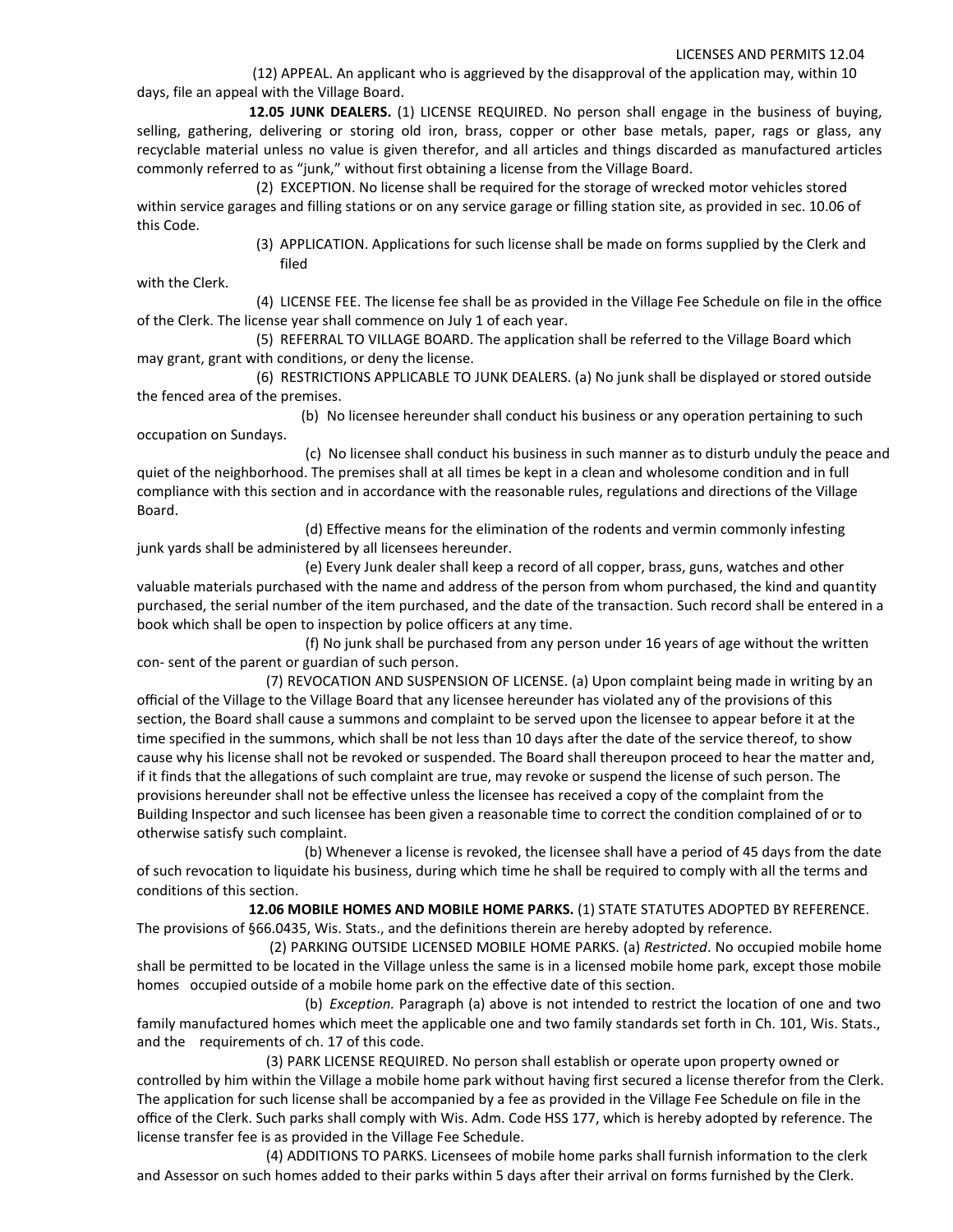(12) APPEAL. An applicant who is aggrieved by the disapproval of the application may, within 10 days, file an appeal with the Village Board.

**12.05 JUNK DEALERS.** (1) LICENSE REQUIRED. No person shall engage in the business of buying, selling, gathering, delivering or storing old iron, brass, copper or other base metals, paper, rags or glass, any recyclable material unless no value is given therefor, and all articles and things discarded as manufactured articles commonly referred to as "junk," without first obtaining a license from the Village Board.

(2) EXCEPTION. No license shall be required for the storage of wrecked motor vehicles stored within service garages and filling stations or on any service garage or filling station site, as provided in sec. 10.06 of this Code.

(3) APPLICATION. Applications for such license shall be made on forms supplied by the Clerk and filed with the Clerk.

(4) LICENSE FEE. The license fee shall be as provided in the Village Fee Schedule on file in the office of the Clerk. The license year shall commence on July 1 of each year.

(5) REFERRAL TO VILLAGE BOARD. The application shall be referred to the Village Board which may grant, grant with conditions, or deny the license.

(6) RESTRICTIONS APPLICABLE TO JUNK DEALERS. (a) No junk shall be displayed or stored outside the fenced area of the premises.

(b) No licensee hereunder shall conduct his business or any operation pertaining to such occupation on Sundays.

(c) No licensee shall conduct his business in such manner as to disturb unduly the peace and quiet of the neighborhood. The premises shall at all times be kept in a clean and wholesome condition and in full compliance with this section and in accordance with the reasonable rules, regulations and directions of the Village Board.

(d) Effective means for the elimination of the rodents and vermin commonly infesting junk yards shall be administered by all licensees hereunder.

(e) Every Junk dealer shall keep a record of all copper, brass, guns, watches and other valuable materials purchased with the name and address of the person from whom purchased, the kind and quantity purchased, the serial number of the item purchased, and the date of the transaction. Such record shall be entered in a book which shall be open to inspection by police officers at any time.

(f) No junk shall be purchased from any person under 16 years of age without the written con- sent of the parent or guardian of such person.

(7) REVOCATION AND SUSPENSION OF LICENSE. (a) Upon complaint being made in writing by an official of the Village to the Village Board that any licensee hereunder has violated any of the provisions of this section, the Board shall cause a summons and complaint to be served upon the licensee to appear before it at the time specified in the summons, which shall be not less than 10 days after the date of the service thereof, to show cause why his license shall not be revoked or suspended. The Board shall thereupon proceed to hear the matter and, if it finds that the allegations of such complaint are true, may revoke or suspend the license of such person. The provisions hereunder shall not be effective unless the licensee has received a copy of the complaint from the Building Inspector and such licensee has been given a reasonable time to correct the condition complained of or to otherwise satisfy such complaint.

(b) Whenever a license is revoked, the licensee shall have a period of 45 days from the date of such revocation to liquidate his business, during which time he shall be required to comply with all the terms and conditions of this section.

**12.06 MOBILE HOMES AND MOBILE HOME PARKS.** (1) STATE STATUTES ADOPTED BY REFERENCE. The provisions of §66.0435, Wis. Stats., and the definitions therein are hereby adopted by reference.

(2) PARKING OUTSIDE LICENSED MOBILE HOME PARKS. (a) *Restricted*. No occupied mobile home shall be permitted to be located in the Village unless the same is in a licensed mobile home park, except those mobile homes occupied outside of a mobile home park on the effective date of this section.

(b) *Exception.* Paragraph (a) above is not intended to restrict the location of one and two family manufactured homes which meet the applicable one and two family standards set forth in Ch. 101, Wis. Stats., and the requirements of ch. 17 of this code.

(3) PARK LICENSE REQUIRED. No person shall establish or operate upon property owned or controlled by him within the Village a mobile home park without having first secured a license therefor from the Clerk. The application for such license shall be accompanied by a fee as provided in the Village Fee Schedule on file in the office of the Clerk. Such parks shall comply with Wis. Adm. Code HSS 177, which is hereby adopted by reference. The license transfer fee is as provided in the Village Fee Schedule.

(4) ADDITIONS TO PARKS. Licensees of mobile home parks shall furnish information to the clerk and Assessor on such homes added to their parks within 5 days after their arrival on forms furnished by the Clerk.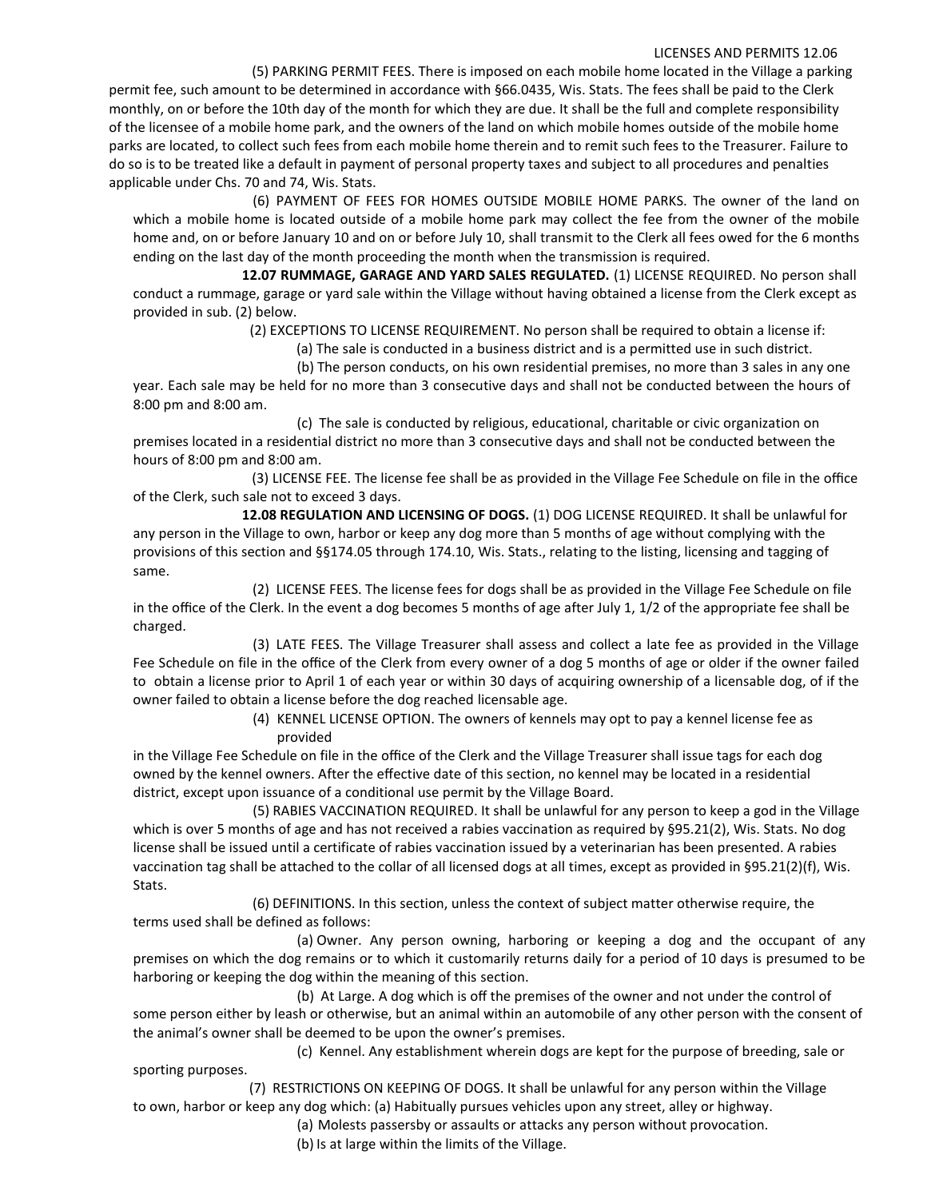(5) PARKING PERMIT FEES. There is imposed on each mobile home located in the Village a parking permit fee, such amount to be determined in accordance with §66.0435, Wis. Stats. The fees shall be paid to the Clerk monthly, on or before the 10th day of the month for which they are due. It shall be the full and complete responsibility of the licensee of a mobile home park, and the owners of the land on which mobile homes outside of the mobile home parks are located, to collect such fees from each mobile home therein and to remit such fees to the Treasurer. Failure to do so is to be treated like a default in payment of personal property taxes and subject to all procedures and penalties applicable under Chs. 70 and 74, Wis. Stats.

(6) PAYMENT OF FEES FOR HOMES OUTSIDE MOBILE HOME PARKS. The owner of the land on which a mobile home is located outside of a mobile home park may collect the fee from the owner of the mobile home and, on or before January 10 and on or before July 10, shall transmit to the Clerk all fees owed for the 6 months ending on the last day of the month proceeding the month when the transmission is required.

**12.07 RUMMAGE, GARAGE AND YARD SALES REGULATED.** (1) LICENSE REQUIRED. No person shall conduct a rummage, garage or yard sale within the Village without having obtained a license from the Clerk except as provided in sub. (2) below.

(2) EXCEPTIONS TO LICENSE REQUIREMENT. No person shall be required to obtain a license if:

(a) The sale is conducted in a business district and is a permitted use in such district.

(b) The person conducts, on his own residential premises, no more than 3 sales in any one year. Each sale may be held for no more than 3 consecutive days and shall not be conducted between the hours of 8:00 pm and 8:00 am.

(c) The sale is conducted by religious, educational, charitable or civic organization on premises located in a residential district no more than 3 consecutive days and shall not be conducted between the hours of 8:00 pm and 8:00 am.

(3) LICENSE FEE. The license fee shall be as provided in the Village Fee Schedule on file in the office of the Clerk, such sale not to exceed 3 days.

**12.08 REGULATION AND LICENSING OF DOGS.** (1) DOG LICENSE REQUIRED. It shall be unlawful for any person in the Village to own, harbor or keep any dog more than 5 months of age without complying with the provisions of this section and §§174.05 through 174.10, Wis. Stats., relating to the listing, licensing and tagging of same.

(2) LICENSE FEES. The license fees for dogs shall be as provided in the Village Fee Schedule on file in the office of the Clerk. In the event a dog becomes 5 months of age after July 1, 1/2 of the appropriate fee shall be charged.

(3) LATE FEES. The Village Treasurer shall assess and collect a late fee as provided in the Village Fee Schedule on file in the office of the Clerk from every owner of a dog 5 months of age or older if the owner failed to obtain a license prior to April 1 of each year or within 30 days of acquiring ownership of a licensable dog, of if the owner failed to obtain a license before the dog reached licensable age.

(4) KENNEL LICENSE OPTION. The owners of kennels may opt to pay a kennel license fee as provided in the Village Fee Schedule on file in the office of the Clerk and the Village Treasurer shall issue tags for each dog owned by the kennel owners. After the effective date of this section, no kennel may be located in a residential district, except upon issuance of a conditional use permit by the Village Board.

(5) RABIES VACCINATION REQUIRED. It shall be unlawful for any person to keep a god in the Village which is over 5 months of age and has not received a rabies vaccination as required by §95.21(2), Wis. Stats. No dog license shall be issued until a certificate of rabies vaccination issued by a veterinarian has been presented. A rabies vaccination tag shall be attached to the collar of all licensed dogs at all times, except as provided in §95.21(2)(f), Wis. Stats.

(6) DEFINITIONS. In this section, unless the context of subject matter otherwise require, the terms used shall be defined as follows:

(a) Owner. Any person owning, harboring or keeping a dog and the occupant of any premises on which the dog remains or to which it customarily returns daily for a period of 10 days is presumed to be harboring or keeping the dog within the meaning of this section.

(b) At Large. A dog which is off the premises of the owner and not under the control of some person either by leash or otherwise, but an animal within an automobile of any other person with the consent of the animal's owner shall be deemed to be upon the owner's premises.

(c) Kennel. Any establishment wherein dogs are kept for the purpose of breeding, sale or sporting purposes.

(7) RESTRICTIONS ON KEEPING OF DOGS. It shall be unlawful for any person within the Village to own, harbor or keep any dog which: (a) Habitually pursues vehicles upon any street, alley or highway.

(a) Molests passersby or assaults or attacks any person without provocation.

(b) Is at large within the limits of the Village.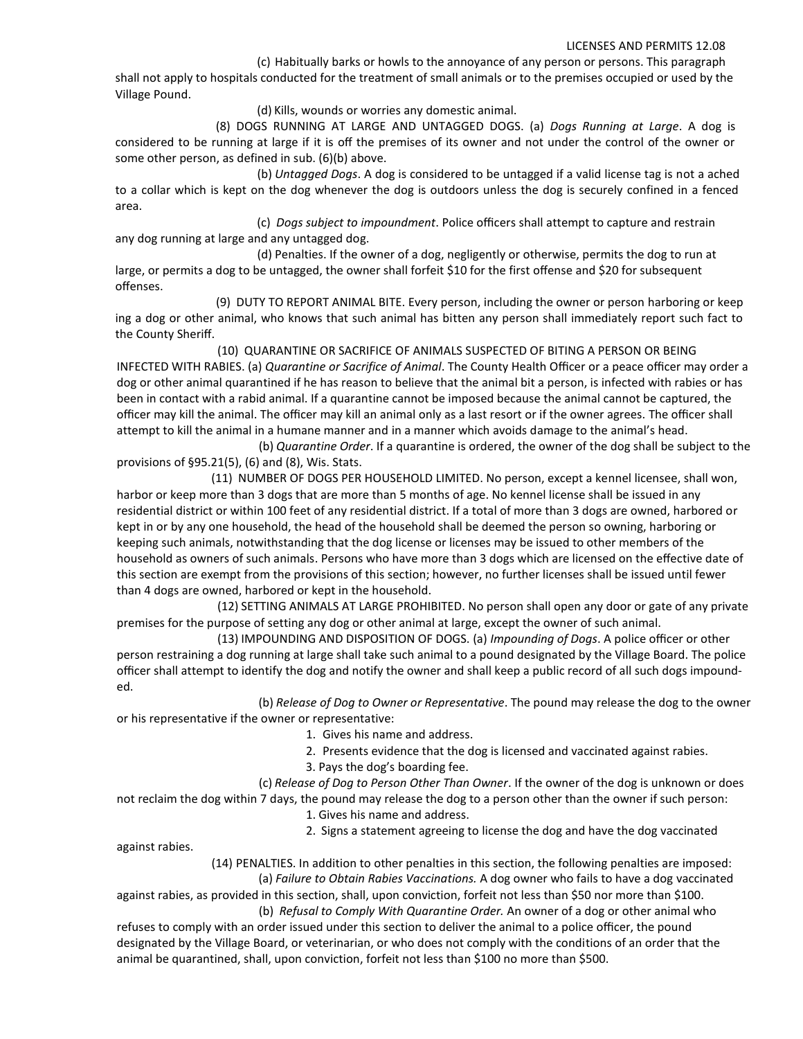(c) Habitually barks or howls to the annoyance of any person or persons. This paragraph shall not apply to hospitals conducted for the treatment of small animals or to the premises occupied or used by the Village Pound.

(d) Kills, wounds or worries any domestic animal.

(8) DOGS RUNNING AT LARGE AND UNTAGGED DOGS. (a) *Dogs Running at Large*. A dog is considered to be running at large if it is off the premises of its owner and not under the control of the owner or some other person, as defined in sub. (6)(b) above.

(b) *Untagged Dogs*. A dog is considered to be untagged if a valid license tag is not a ached to a collar which is kept on the dog whenever the dog is outdoors unless the dog is securely confined in a fenced area.

(c) *Dogs subject to impoundment*. Police officers shall attempt to capture and restrain any dog running at large and any untagged dog.

(d) Penalties. If the owner of a dog, negligently or otherwise, permits the dog to run at large, or permits a dog to be untagged, the owner shall forfeit $10 for the first offense and $20 for subsequent offenses.

(9) DUTY TO REPORT ANIMAL BITE. Every person, including the owner or person harboring or keep ing a dog or other animal, who knows that such animal has bitten any person shall immediately report such fact to the County Sheriff.

(10) QUARANTINE OR SACRIFICE OF ANIMALS SUSPECTED OF BITING A PERSON OR BEING INFECTED WITH RABIES. (a) *Quarantine or Sacrifice of Animal*. The County Health Officer or a peace officer may order a dog or other animal quarantined if he has reason to believe that the animal bit a person, is infected with rabies or has been in contact with a rabid animal. If a quarantine cannot be imposed because the animal cannot be captured, the officer may kill the animal. The officer may kill an animal only as a last resort or if the owner agrees. The officer shall attempt to kill the animal in a humane manner and in a manner which avoids damage to the animal's head.

(b) *Quarantine Order*. If a quarantine is ordered, the owner of the dog shall be subject to the provisions of §95.21(5), (6) and (8), Wis. Stats.

(11) NUMBER OF DOGS PER HOUSEHOLD LIMITED. No person, except a kennel licensee, shall won, harbor or keep more than 3 dogs that are more than 5 months of age. No kennel license shall be issued in any residential district or within 100 feet of any residential district. If a total of more than 3 dogs are owned, harbored or kept in or by any one household, the head of the household shall be deemed the person so owning, harboring or keeping such animals, notwithstanding that the dog license or licenses may be issued to other members of the household as owners of such animals. Persons who have more than 3 dogs which are licensed on the effective date of this section are exempt from the provisions of this section; however, no further licenses shall be issued until fewer than 4 dogs are owned, harbored or kept in the household.

(12) SETTING ANIMALS AT LARGE PROHIBITED. No person shall open any door or gate of any private premises for the purpose of setting any dog or other animal at large, except the owner of such animal.

(13) IMPOUNDING AND DISPOSITION OF DOGS. (a) *Impounding of Dogs*. A police officer or other person restraining a dog running at large shall take such animal to a pound designated by the Village Board. The police officer shall attempt to identify the dog and notify the owner and shall keep a public record of all such dogs impounded.

(b) *Release of Dog to Owner or Representative*. The pound may release the dog to the owner or his representative if the owner or representative:

1. Gives his name and address.
2. Presents evidence that the dog is licensed and vaccinated against rabies.
3. Pays the dog's boarding fee.

(c) *Release of Dog to Person Other Than Owner*. If the owner of the dog is unknown or does not reclaim the dog within 7 days, the pound may release the dog to a person other than the owner if such person:

1. Gives his name and address.
2. Signs a statement agreeing to license the dog and have the dog vaccinated against rabies.

(14) PENALTIES. In addition to other penalties in this section, the following penalties are imposed:

(a) *Failure to Obtain Rabies Vaccinations.* A dog owner who fails to have a dog vaccinated against rabies, as provided in this section, shall, upon conviction, forfeit not less than $50 nor more than $100.

(b) *Refusal to Comply With Quarantine Order.* An owner of a dog or other animal who refuses to comply with an order issued under this section to deliver the animal to a police officer, the pound designated by the Village Board, or veterinarian, or who does not comply with the conditions of an order that the animal be quarantined, shall, upon conviction, forfeit not less than $100 no more than $500.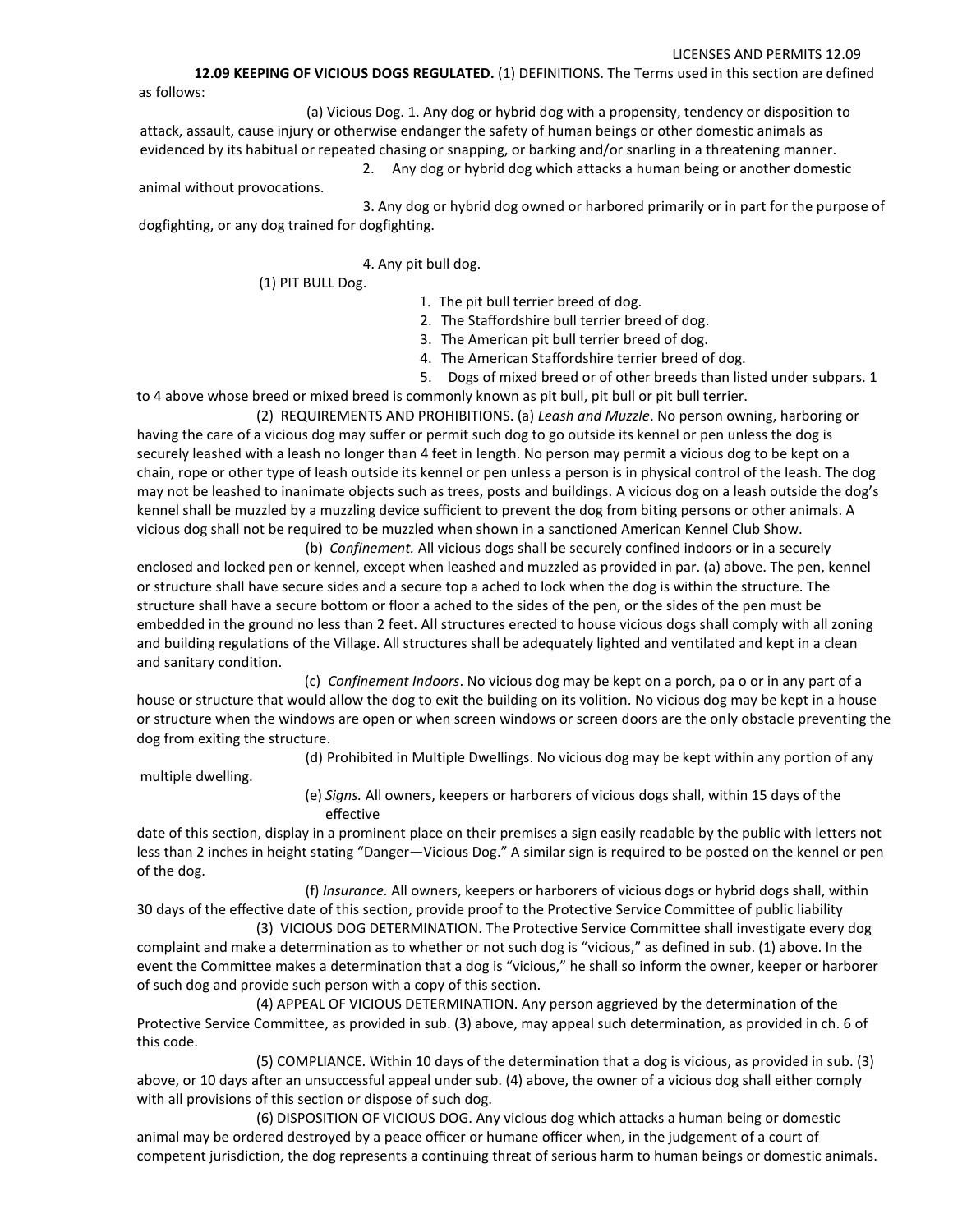**12.09 KEEPING OF VICIOUS DOGS REGULATED.** (1) DEFINITIONS. The Terms used in this section are defined as follows:

(a) Vicious Dog. 1. Any dog or hybrid dog with a propensity, tendency or disposition to attack, assault, cause injury or otherwise endanger the safety of human beings or other domestic animals as evidenced by its habitual or repeated chasing or snapping, or barking and/or snarling in a threatening manner.

2. Any dog or hybrid dog which attacks a human being or another domestic animal without provocations.

3. Any dog or hybrid dog owned or harbored primarily or in part for the purpose of dogfighting, or any dog trained for dogfighting.

4. Any pit bull dog.

(1) PIT BULL Dog.

1. The pit bull terrier breed of dog.
2. The Staffordshire bull terrier breed of dog.
3. The American pit bull terrier breed of dog.
4. The American Staffordshire terrier breed of dog.
5. Dogs of mixed breed or of other breeds than listed under subpars. 1 to 4 above whose breed or mixed breed is commonly known as pit bull, pit bull or pit bull terrier.

(2) REQUIREMENTS AND PROHIBITIONS. (a) *Leash and Muzzle*. No person owning, harboring or having the care of a vicious dog may suffer or permit such dog to go outside its kennel or pen unless the dog is securely leashed with a leash no longer than 4 feet in length. No person may permit a vicious dog to be kept on a chain, rope or other type of leash outside its kennel or pen unless a person is in physical control of the leash. The dog may not be leashed to inanimate objects such as trees, posts and buildings. A vicious dog on a leash outside the dog's kennel shall be muzzled by a muzzling device sufficient to prevent the dog from biting persons or other animals. A vicious dog shall not be required to be muzzled when shown in a sanctioned American Kennel Club Show.

(b) *Confinement.* All vicious dogs shall be securely confined indoors or in a securely enclosed and locked pen or kennel, except when leashed and muzzled as provided in par. (a) above. The pen, kennel or structure shall have secure sides and a secure top a ached to lock when the dog is within the structure. The structure shall have a secure bottom or floor a ached to the sides of the pen, or the sides of the pen must be embedded in the ground no less than 2 feet. All structures erected to house vicious dogs shall comply with all zoning and building regulations of the Village. All structures shall be adequately lighted and ventilated and kept in a clean and sanitary condition.

(c) *Confinement Indoors*. No vicious dog may be kept on a porch, pa o or in any part of a house or structure that would allow the dog to exit the building on its volition. No vicious dog may be kept in a house or structure when the windows are open or when screen windows or screen doors are the only obstacle preventing the dog from exiting the structure.

(d) Prohibited in Multiple Dwellings. No vicious dog may be kept within any portion of any multiple dwelling.

(e) *Signs.* All owners, keepers or harborers of vicious dogs shall, within 15 days of the effective date of this section, display in a prominent place on their premises a sign easily readable by the public with letters not less than 2 inches in height stating "Danger—Vicious Dog." A similar sign is required to be posted on the kennel or pen of the dog.

(f) *Insurance.* All owners, keepers or harborers of vicious dogs or hybrid dogs shall, within 30 days of the effective date of this section, provide proof to the Protective Service Committee of public liability

(3) VICIOUS DOG DETERMINATION. The Protective Service Committee shall investigate every dog complaint and make a determination as to whether or not such dog is "vicious," as defined in sub. (1) above. In the event the Committee makes a determination that a dog is "vicious," he shall so inform the owner, keeper or harborer of such dog and provide such person with a copy of this section.

(4) APPEAL OF VICIOUS DETERMINATION. Any person aggrieved by the determination of the Protective Service Committee, as provided in sub. (3) above, may appeal such determination, as provided in ch. 6 of this code.

(5) COMPLIANCE. Within 10 days of the determination that a dog is vicious, as provided in sub. (3) above, or 10 days after an unsuccessful appeal under sub. (4) above, the owner of a vicious dog shall either comply with all provisions of this section or dispose of such dog.

(6) DISPOSITION OF VICIOUS DOG. Any vicious dog which attacks a human being or domestic animal may be ordered destroyed by a peace officer or humane officer when, in the judgement of a court of competent jurisdiction, the dog represents a continuing threat of serious harm to human beings or domestic animals.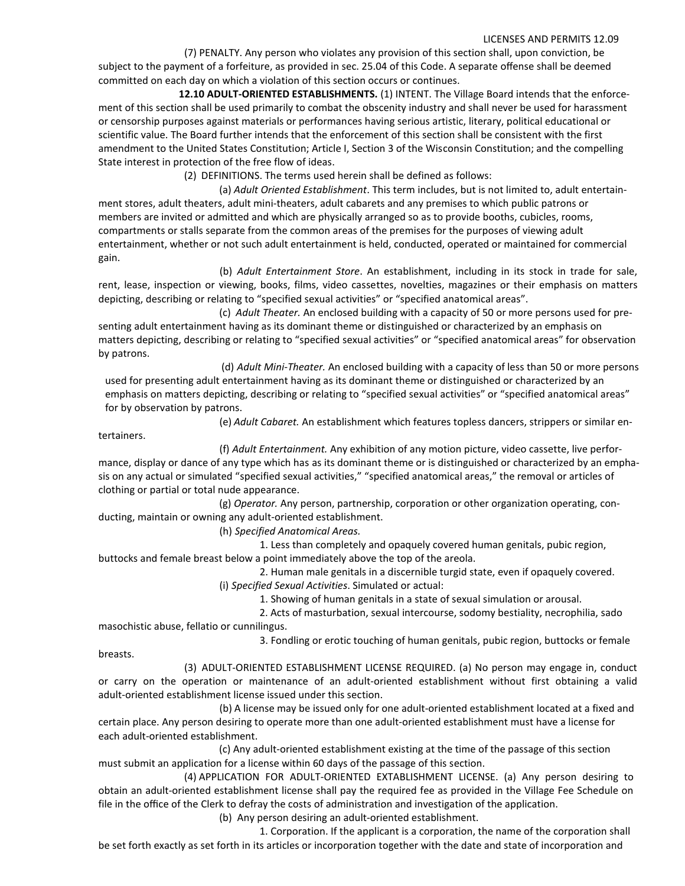(7) PENALTY. Any person who violates any provision of this section shall, upon conviction, be subject to the payment of a forfeiture, as provided in sec. 25.04 of this Code. A separate offense shall be deemed committed on each day on which a violation of this section occurs or continues.

**12.10 ADULT-ORIENTED ESTABLISHMENTS.** (1) INTENT. The Village Board intends that the enforcement of this section shall be used primarily to combat the obscenity industry and shall never be used for harassment or censorship purposes against materials or performances having serious artistic, literary, political educational or scientific value. The Board further intends that the enforcement of this section shall be consistent with the first amendment to the United States Constitution; Article I, Section 3 of the Wisconsin Constitution; and the compelling State interest in protection of the free flow of ideas.

(2) DEFINITIONS. The terms used herein shall be defined as follows:

(a) *Adult Oriented Establishment*. This term includes, but is not limited to, adult entertainment stores, adult theaters, adult mini-theaters, adult cabarets and any premises to which public patrons or members are invited or admitted and which are physically arranged so as to provide booths, cubicles, rooms, compartments or stalls separate from the common areas of the premises for the purposes of viewing adult entertainment, whether or not such adult entertainment is held, conducted, operated or maintained for commercial gain.

(b) *Adult Entertainment Store*. An establishment, including in its stock in trade for sale, rent, lease, inspection or viewing, books, films, video cassettes, novelties, magazines or their emphasis on matters depicting, describing or relating to "specified sexual activities" or "specified anatomical areas".

(c) *Adult Theater.* An enclosed building with a capacity of 50 or more persons used for presenting adult entertainment having as its dominant theme or distinguished or characterized by an emphasis on matters depicting, describing or relating to "specified sexual activities" or "specified anatomical areas" for observation by patrons.

(d) *Adult Mini-Theater.* An enclosed building with a capacity of less than 50 or more persons used for presenting adult entertainment having as its dominant theme or distinguished or characterized by an emphasis on matters depicting, describing or relating to "specified sexual activities" or "specified anatomical areas" for by observation by patrons.

(e) *Adult Cabaret.* An establishment which features topless dancers, strippers or similar entertainers.

(f) *Adult Entertainment.* Any exhibition of any motion picture, video cassette, live performance, display or dance of any type which has as its dominant theme or is distinguished or characterized by an emphasis on any actual or simulated "specified sexual activities," "specified anatomical areas," the removal or articles of clothing or partial or total nude appearance.

(g) *Operator.* Any person, partnership, corporation or other organization operating, conducting, maintain or owning any adult-oriented establishment.

(h) *Specified Anatomical Areas.*

1. Less than completely and opaquely covered human genitals, pubic region, buttocks and female breast below a point immediately above the top of the areola.

2. Human male genitals in a discernible turgid state, even if opaquely covered.

(i) *Specified Sexual Activities*. Simulated or actual:

1. Showing of human genitals in a state of sexual simulation or arousal.

2. Acts of masturbation, sexual intercourse, sodomy bestiality, necrophilia, sado masochistic abuse, fellatio or cunnilingus.

3. Fondling or erotic touching of human genitals, pubic region, buttocks or female breasts.

(3) ADULT-ORIENTED ESTABLISHMENT LICENSE REQUIRED. (a) No person may engage in, conduct or carry on the operation or maintenance of an adult-oriented establishment without first obtaining a valid adult-oriented establishment license issued under this section.

(b) A license may be issued only for one adult-oriented establishment located at a fixed and certain place. Any person desiring to operate more than one adult-oriented establishment must have a license for each adult-oriented establishment.

(c) Any adult-oriented establishment existing at the time of the passage of this section must submit an application for a license within 60 days of the passage of this section.

(4) APPLICATION FOR ADULT-ORIENTED EXTABLISHMENT LICENSE. (a) Any person desiring to obtain an adult-oriented establishment license shall pay the required fee as provided in the Village Fee Schedule on file in the office of the Clerk to defray the costs of administration and investigation of the application.

(b) Any person desiring an adult-oriented establishment.

1. Corporation. If the applicant is a corporation, the name of the corporation shall be set forth exactly as set forth in its articles or incorporation together with the date and state of incorporation and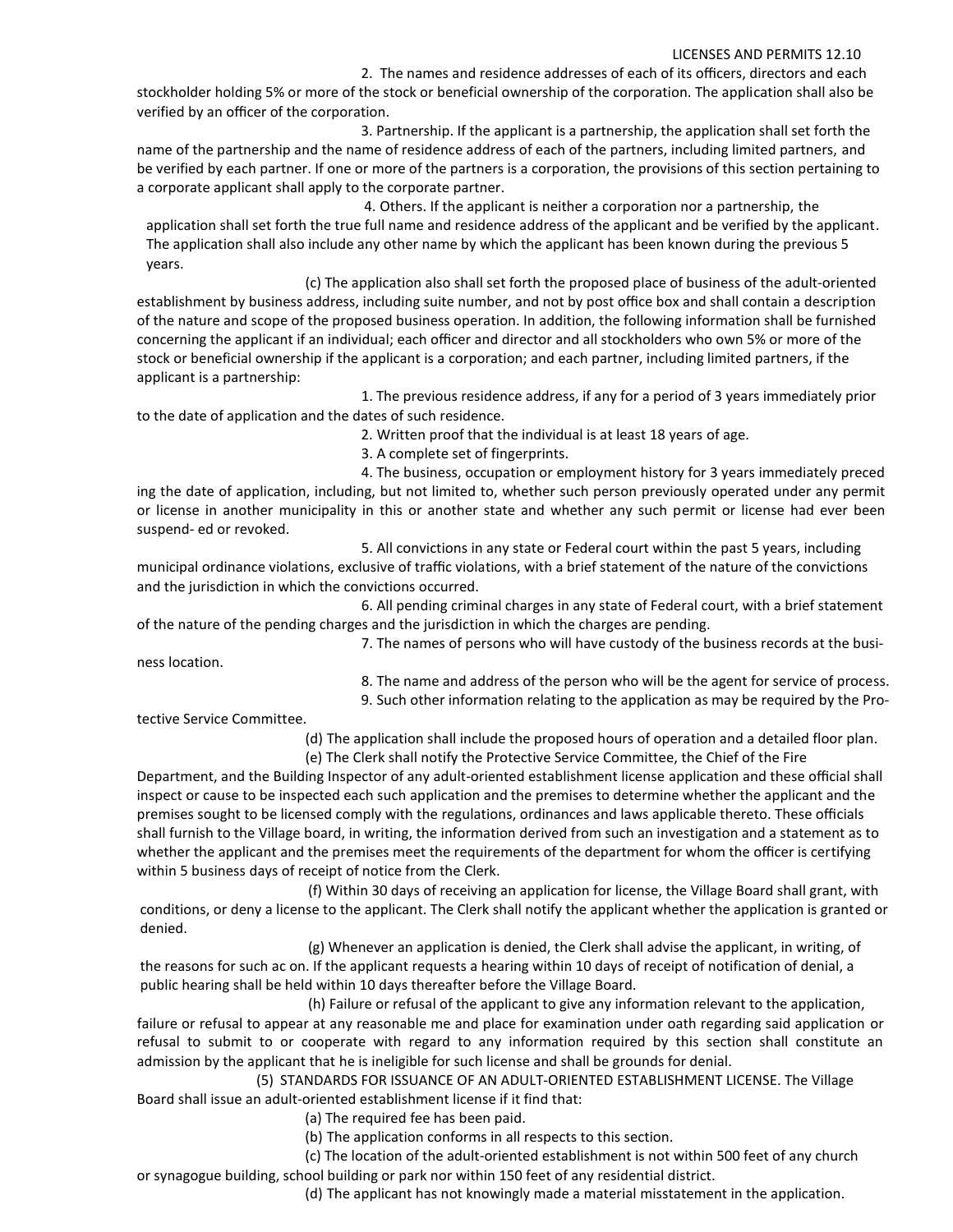2. The names and residence addresses of each of its officers, directors and each stockholder holding 5% or more of the stock or beneficial ownership of the corporation. The application shall also be verified by an officer of the corporation.

3. Partnership. If the applicant is a partnership, the application shall set forth the name of the partnership and the name of residence address of each of the partners, including limited partners, and be verified by each partner. If one or more of the partners is a corporation, the provisions of this section pertaining to a corporate applicant shall apply to the corporate partner.

4. Others. If the applicant is neither a corporation nor a partnership, the application shall set forth the true full name and residence address of the applicant and be verified by the applicant. The application shall also include any other name by which the applicant has been known during the previous 5 years.

(c) The application also shall set forth the proposed place of business of the adult-oriented establishment by business address, including suite number, and not by post office box and shall contain a description of the nature and scope of the proposed business operation. In addition, the following information shall be furnished concerning the applicant if an individual; each officer and director and all stockholders who own 5% or more of the stock or beneficial ownership if the applicant is a corporation; and each partner, including limited partners, if the applicant is a partnership:

1. The previous residence address, if any for a period of 3 years immediately prior to the date of application and the dates of such residence.

2. Written proof that the individual is at least 18 years of age.

3. A complete set of fingerprints.

4. The business, occupation or employment history for 3 years immediately preced ing the date of application, including, but not limited to, whether such person previously operated under any permit or license in another municipality in this or another state and whether any such permit or license had ever been suspend- ed or revoked.

5. All convictions in any state or Federal court within the past 5 years, including municipal ordinance violations, exclusive of traffic violations, with a brief statement of the nature of the convictions and the jurisdiction in which the convictions occurred.

6. All pending criminal charges in any state of Federal court, with a brief statement of the nature of the pending charges and the jurisdiction in which the charges are pending.

7. The names of persons who will have custody of the business records at the business location.

8. The name and address of the person who will be the agent for service of process.

9. Such other information relating to the application as may be required by the Protective Service Committee.

(d) The application shall include the proposed hours of operation and a detailed floor plan.

(e) The Clerk shall notify the Protective Service Committee, the Chief of the Fire Department, and the Building Inspector of any adult-oriented establishment license application and these official shall inspect or cause to be inspected each such application and the premises to determine whether the applicant and the premises sought to be licensed comply with the regulations, ordinances and laws applicable thereto. These officials shall furnish to the Village board, in writing, the information derived from such an investigation and a statement as to whether the applicant and the premises meet the requirements of the department for whom the officer is certifying within 5 business days of receipt of notice from the Clerk.

(f) Within 30 days of receiving an application for license, the Village Board shall grant, with conditions, or deny a license to the applicant. The Clerk shall notify the applicant whether the application is granted or denied.

(g) Whenever an application is denied, the Clerk shall advise the applicant, in writing, of the reasons for such ac on. If the applicant requests a hearing within 10 days of receipt of notification of denial, a public hearing shall be held within 10 days thereafter before the Village Board.

(h) Failure or refusal of the applicant to give any information relevant to the application, failure or refusal to appear at any reasonable me and place for examination under oath regarding said application or refusal to submit to or cooperate with regard to any information required by this section shall constitute an admission by the applicant that he is ineligible for such license and shall be grounds for denial.

(5) STANDARDS FOR ISSUANCE OF AN ADULT-ORIENTED ESTABLISHMENT LICENSE. The Village Board shall issue an adult-oriented establishment license if it find that:

(a) The required fee has been paid.

(b) The application conforms in all respects to this section.

(c) The location of the adult-oriented establishment is not within 500 feet of any church or synagogue building, school building or park nor within 150 feet of any residential district.

(d) The applicant has not knowingly made a material misstatement in the application.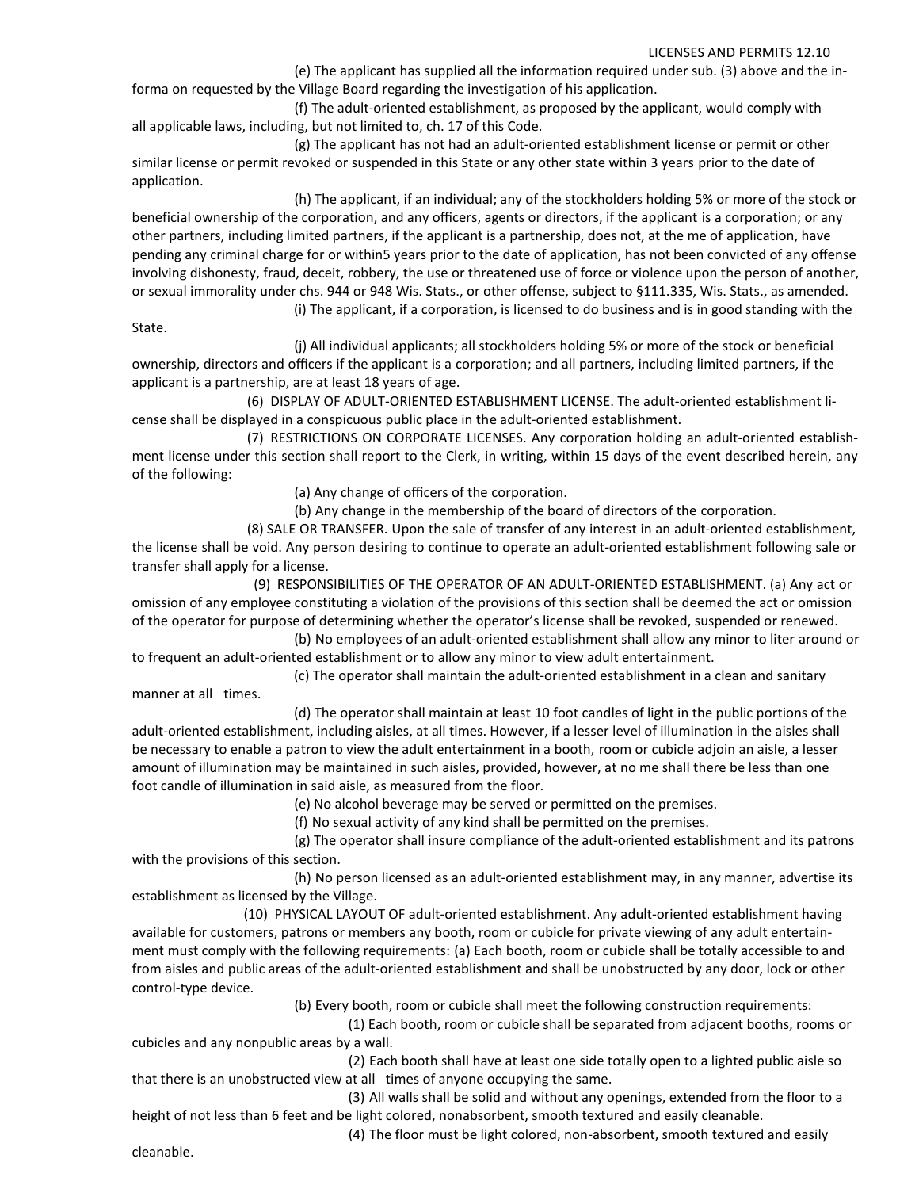(e) The applicant has supplied all the information required under sub. (3) above and the informa on requested by the Village Board regarding the investigation of his application.

(f) The adult-oriented establishment, as proposed by the applicant, would comply with all applicable laws, including, but not limited to, ch. 17 of this Code.

(g) The applicant has not had an adult-oriented establishment license or permit or other similar license or permit revoked or suspended in this State or any other state within 3 years prior to the date of application.

(h) The applicant, if an individual; any of the stockholders holding 5% or more of the stock or beneficial ownership of the corporation, and any officers, agents or directors, if the applicant is a corporation; or any other partners, including limited partners, if the applicant is a partnership, does not, at the me of application, have pending any criminal charge for or within5 years prior to the date of application, has not been convicted of any offense involving dishonesty, fraud, deceit, robbery, the use or threatened use of force or violence upon the person of another, or sexual immorality under chs. 944 or 948 Wis. Stats., or other offense, subject to §111.335, Wis. Stats., as amended.

(i) The applicant, if a corporation, is licensed to do business and is in good standing with the State.

(j) All individual applicants; all stockholders holding 5% or more of the stock or beneficial ownership, directors and officers if the applicant is a corporation; and all partners, including limited partners, if the applicant is a partnership, are at least 18 years of age.

(6) DISPLAY OF ADULT-ORIENTED ESTABLISHMENT LICENSE. The adult-oriented establishment license shall be displayed in a conspicuous public place in the adult-oriented establishment.

(7) RESTRICTIONS ON CORPORATE LICENSES. Any corporation holding an adult-oriented establishment license under this section shall report to the Clerk, in writing, within 15 days of the event described herein, any of the following:

(a) Any change of officers of the corporation.

(b) Any change in the membership of the board of directors of the corporation.

(8) SALE OR TRANSFER. Upon the sale of transfer of any interest in an adult-oriented establishment, the license shall be void. Any person desiring to continue to operate an adult-oriented establishment following sale or transfer shall apply for a license.

(9) RESPONSIBILITIES OF THE OPERATOR OF AN ADULT-ORIENTED ESTABLISHMENT. (a) Any act or omission of any employee constituting a violation of the provisions of this section shall be deemed the act or omission of the operator for purpose of determining whether the operator's license shall be revoked, suspended or renewed.

(b) No employees of an adult-oriented establishment shall allow any minor to liter around or to frequent an adult-oriented establishment or to allow any minor to view adult entertainment.

(c) The operator shall maintain the adult-oriented establishment in a clean and sanitary manner at all times.

(d) The operator shall maintain at least 10 foot candles of light in the public portions of the adult-oriented establishment, including aisles, at all times. However, if a lesser level of illumination in the aisles shall be necessary to enable a patron to view the adult entertainment in a booth, room or cubicle adjoin an aisle, a lesser amount of illumination may be maintained in such aisles, provided, however, at no me shall there be less than one foot candle of illumination in said aisle, as measured from the floor.

(e) No alcohol beverage may be served or permitted on the premises.

(f) No sexual activity of any kind shall be permitted on the premises.

(g) The operator shall insure compliance of the adult-oriented establishment and its patrons with the provisions of this section.

(h) No person licensed as an adult-oriented establishment may, in any manner, advertise its establishment as licensed by the Village.

(10) PHYSICAL LAYOUT OF adult-oriented establishment. Any adult-oriented establishment having available for customers, patrons or members any booth, room or cubicle for private viewing of any adult entertainment must comply with the following requirements: (a) Each booth, room or cubicle shall be totally accessible to and from aisles and public areas of the adult-oriented establishment and shall be unobstructed by any door, lock or other control-type device.

(b) Every booth, room or cubicle shall meet the following construction requirements:

(1) Each booth, room or cubicle shall be separated from adjacent booths, rooms or cubicles and any nonpublic areas by a wall.

(2) Each booth shall have at least one side totally open to a lighted public aisle so that there is an unobstructed view at all times of anyone occupying the same.

(3) All walls shall be solid and without any openings, extended from the floor to a height of not less than 6 feet and be light colored, nonabsorbent, smooth textured and easily cleanable.

(4) The floor must be light colored, non-absorbent, smooth textured and easily cleanable.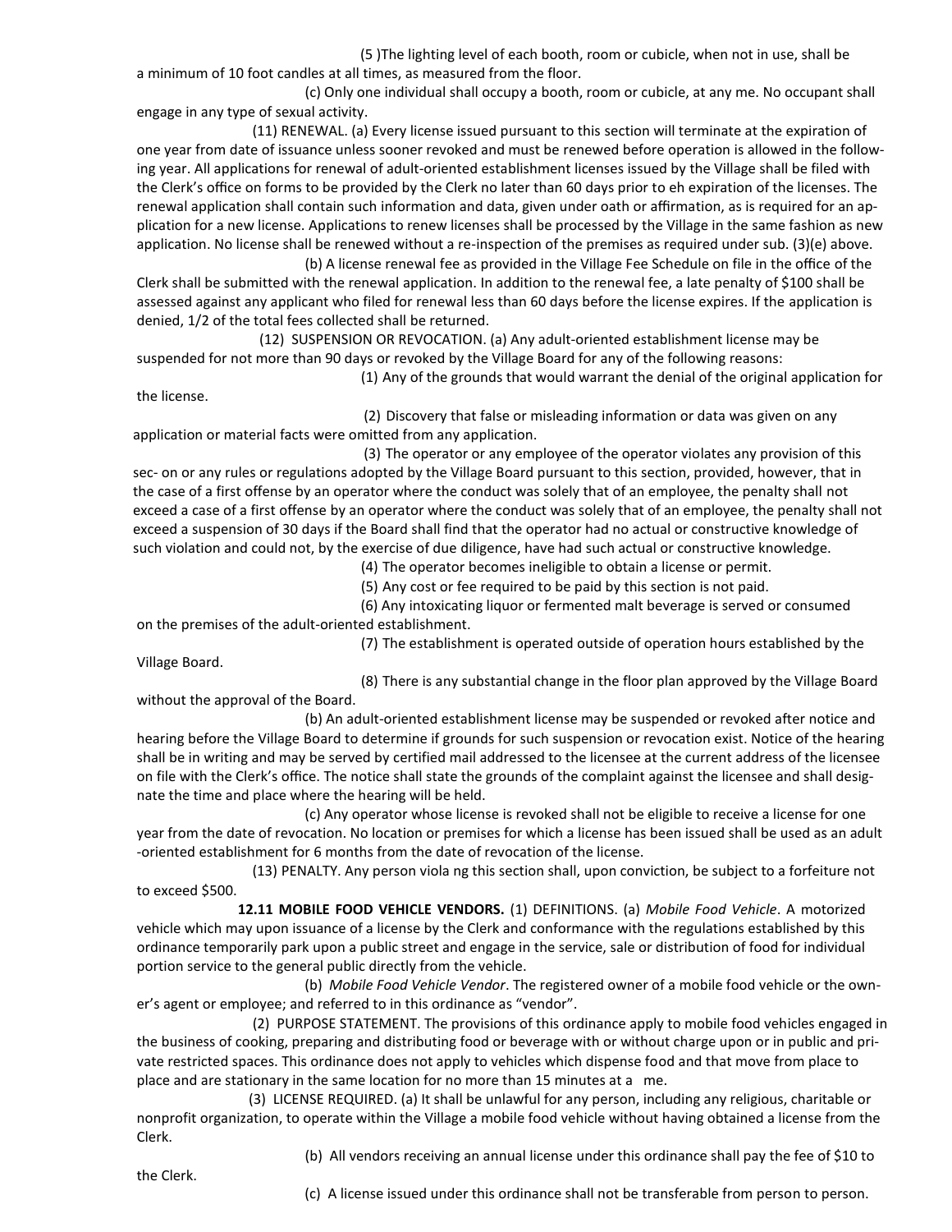(5 )The lighting level of each booth, room or cubicle, when not in use, shall be a minimum of 10 foot candles at all times, as measured from the floor.

(c) Only one individual shall occupy a booth, room or cubicle, at any me. No occupant shall engage in any type of sexual activity.

(11) RENEWAL. (a) Every license issued pursuant to this section will terminate at the expiration of one year from date of issuance unless sooner revoked and must be renewed before operation is allowed in the following year. All applications for renewal of adult-oriented establishment licenses issued by the Village shall be filed with the Clerk's office on forms to be provided by the Clerk no later than 60 days prior to eh expiration of the licenses. The renewal application shall contain such information and data, given under oath or affirmation, as is required for an application for a new license. Applications to renew licenses shall be processed by the Village in the same fashion as new application. No license shall be renewed without a re-inspection of the premises as required under sub. (3)(e) above.

(b) A license renewal fee as provided in the Village Fee Schedule on file in the office of the Clerk shall be submitted with the renewal application. In addition to the renewal fee, a late penalty of $100 shall be assessed against any applicant who filed for renewal less than 60 days before the license expires. If the application is denied, 1/2 of the total fees collected shall be returned.

(12) SUSPENSION OR REVOCATION. (a) Any adult-oriented establishment license may be suspended for not more than 90 days or revoked by the Village Board for any of the following reasons:

(1) Any of the grounds that would warrant the denial of the original application for the license.

(2) Discovery that false or misleading information or data was given on any application or material facts were omitted from any application.

(3) The operator or any employee of the operator violates any provision of this sec- on or any rules or regulations adopted by the Village Board pursuant to this section, provided, however, that in the case of a first offense by an operator where the conduct was solely that of an employee, the penalty shall not exceed a case of a first offense by an operator where the conduct was solely that of an employee, the penalty shall not exceed a suspension of 30 days if the Board shall find that the operator had no actual or constructive knowledge of such violation and could not, by the exercise of due diligence, have had such actual or constructive knowledge.

(4) The operator becomes ineligible to obtain a license or permit.

(5) Any cost or fee required to be paid by this section is not paid.

(6) Any intoxicating liquor or fermented malt beverage is served or consumed on the premises of the adult-oriented establishment.

(7) The establishment is operated outside of operation hours established by the Village Board.

(8) There is any substantial change in the floor plan approved by the Village Board without the approval of the Board.

(b) An adult-oriented establishment license may be suspended or revoked after notice and hearing before the Village Board to determine if grounds for such suspension or revocation exist. Notice of the hearing shall be in writing and may be served by certified mail addressed to the licensee at the current address of the licensee on file with the Clerk's office. The notice shall state the grounds of the complaint against the licensee and shall designate the time and place where the hearing will be held.

(c) Any operator whose license is revoked shall not be eligible to receive a license for one year from the date of revocation. No location or premises for which a license has been issued shall be used as an adult -oriented establishment for 6 months from the date of revocation of the license.

(13) PENALTY. Any person viola ng this section shall, upon conviction, be subject to a forfeiture not to exceed $500.

**12.11 MOBILE FOOD VEHICLE VENDORS.** (1) DEFINITIONS. (a) *Mobile Food Vehicle*. A motorized vehicle which may upon issuance of a license by the Clerk and conformance with the regulations established by this ordinance temporarily park upon a public street and engage in the service, sale or distribution of food for individual portion service to the general public directly from the vehicle.

(b) *Mobile Food Vehicle Vendor*. The registered owner of a mobile food vehicle or the owner's agent or employee; and referred to in this ordinance as "vendor".

(2) PURPOSE STATEMENT. The provisions of this ordinance apply to mobile food vehicles engaged in the business of cooking, preparing and distributing food or beverage with or without charge upon or in public and private restricted spaces. This ordinance does not apply to vehicles which dispense food and that move from place to place and are stationary in the same location for no more than 15 minutes at a me.

(3) LICENSE REQUIRED. (a) It shall be unlawful for any person, including any religious, charitable or nonprofit organization, to operate within the Village a mobile food vehicle without having obtained a license from the Clerk.

(b) All vendors receiving an annual license under this ordinance shall pay the fee of $10 to the Clerk.

(c) A license issued under this ordinance shall not be transferable from person to person.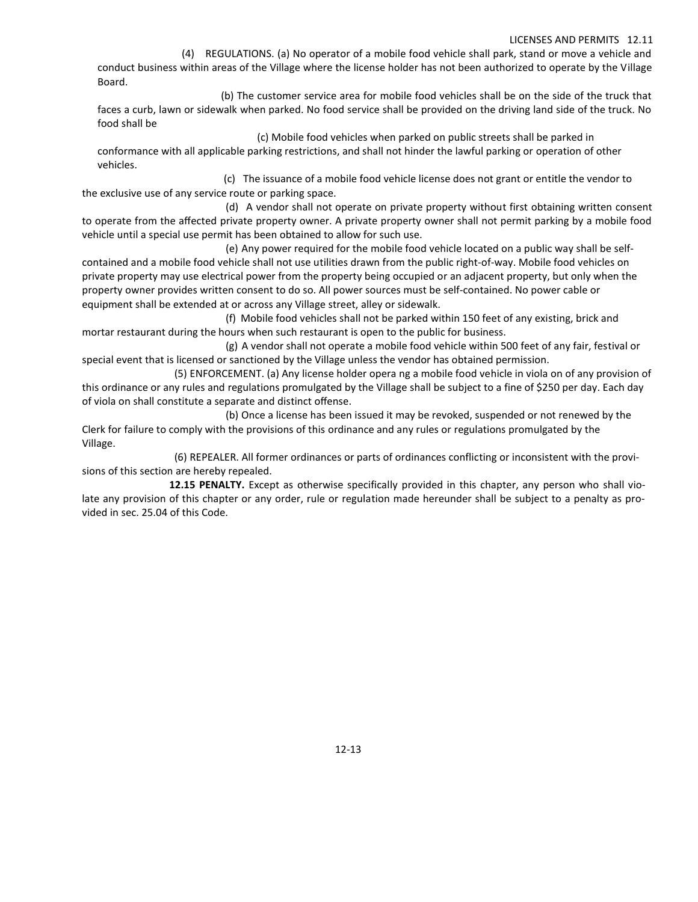(4) REGULATIONS. (a) No operator of a mobile food vehicle shall park, stand or move a vehicle and conduct business within areas of the Village where the license holder has not been authorized to operate by the Village Board.

(b) The customer service area for mobile food vehicles shall be on the side of the truck that faces a curb, lawn or sidewalk when parked. No food service shall be provided on the driving land side of the truck. No food shall be

(c) Mobile food vehicles when parked on public streets shall be parked in conformance with all applicable parking restrictions, and shall not hinder the lawful parking or operation of other vehicles.

(c) The issuance of a mobile food vehicle license does not grant or entitle the vendor to the exclusive use of any service route or parking space.

(d) A vendor shall not operate on private property without first obtaining written consent to operate from the affected private property owner. A private property owner shall not permit parking by a mobile food vehicle until a special use permit has been obtained to allow for such use.

(e) Any power required for the mobile food vehicle located on a public way shall be self-contained and a mobile food vehicle shall not use utilities drawn from the public right-of-way. Mobile food vehicles on private property may use electrical power from the property being occupied or an adjacent property, but only when the property owner provides written consent to do so. All power sources must be self-contained. No power cable or equipment shall be extended at or across any Village street, alley or sidewalk.

(f) Mobile food vehicles shall not be parked within 150 feet of any existing, brick and mortar restaurant during the hours when such restaurant is open to the public for business.

(g) A vendor shall not operate a mobile food vehicle within 500 feet of any fair, festival or special event that is licensed or sanctioned by the Village unless the vendor has obtained permission.

(5) ENFORCEMENT. (a) Any license holder opera ng a mobile food vehicle in viola on of any provision of this ordinance or any rules and regulations promulgated by the Village shall be subject to a fine of $250 per day. Each day of viola on shall constitute a separate and distinct offense.

(b) Once a license has been issued it may be revoked, suspended or not renewed by the Clerk for failure to comply with the provisions of this ordinance and any rules or regulations promulgated by the Village.

(6) REPEALER. All former ordinances or parts of ordinances conflicting or inconsistent with the provisions of this section are hereby repealed.

**12.15 PENALTY.** Except as otherwise specifically provided in this chapter, any person who shall violate any provision of this chapter or any order, rule or regulation made hereunder shall be subject to a penalty as provided in sec. 25.04 of this Code.